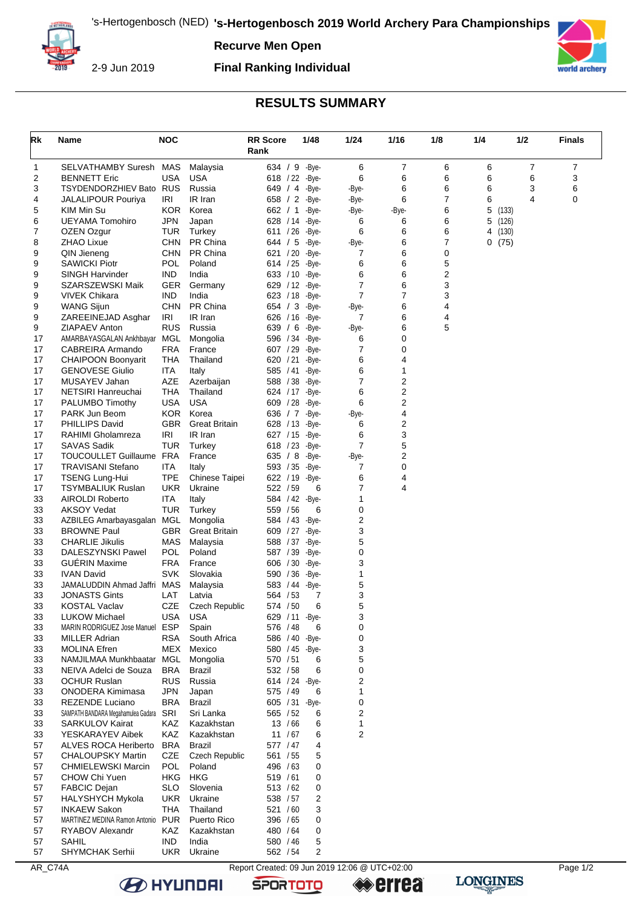's-Hertogenbosch (NED) **'s-Hertogenbosch 2019 World Archery Para Championships**

**Recurve Men Open**

2-9 Jun 2019 **Final Ranking Individual**

# RESULTS SUMMARY

| Rk | Name | NOC | | RR Score Rank | 1/48 | 1/24 | 1/16 | 1/8 | 1/4 | 1/2 | Finals |
|---|---|---|---|---|---|---|---|---|---|---|---|
| 1 | SELVATHAMBY Suresh | MAS | Malaysia | 634 / 9 | -Bye- | 6 | 7 | 6 | 6 | 7 | 7 |
| 2 | BENNETT Eric | USA | USA | 618 / 22 | -Bye- | 6 | 6 | 6 | 6 | 6 | 3 |
| 3 | TSYDENDORZHIEV Bato | RUS | Russia | 649 / 4 | -Bye- | -Bye- | 6 | 6 | 6 | 3 | 6 |
| 4 | JALALIPOUR Pouriya | IRI | IR Iran | 658 / 2 | -Bye- | -Bye- | 6 | 7 | 6 | 4 | 0 |
| 5 | KIM Min Su | KOR | Korea | 662 / 1 | -Bye- | -Bye- | -Bye- | 6 | 5 (133) | | |
| 6 | UEYAMA Tomohiro | JPN | Japan | 628 / 14 | -Bye- | 6 | 6 | 6 | 5 (126) | | |
| 7 | OZEN Ozgur | TUR | Turkey | 611 / 26 | -Bye- | 6 | 6 | 6 | 4 (130) | | |
| 8 | ZHAO Lixue | CHN | PR China | 644 / 5 | -Bye- | -Bye- | 6 | 7 | 0 (75) | | |
| 9 | QIN Jieneng | CHN | PR China | 621 / 20 | -Bye- | 7 | 6 | 0 | | | |
| 9 | SAWICKI Piotr | POL | Poland | 614 / 25 | -Bye- | 6 | 6 | 5 | | | |
| 9 | SINGH Harvinder | IND | India | 633 / 10 | -Bye- | 6 | 6 | 2 | | | |
| 9 | SZARSZEWSKI Maik | GER | Germany | 629 / 12 | -Bye- | 7 | 6 | 3 | | | |
| 9 | VIVEK Chikara | IND | India | 623 / 18 | -Bye- | 7 | 7 | 3 | | | |
| 9 | WANG Sijun | CHN | PR China | 654 / 3 | -Bye- | -Bye- | 6 | 4 | | | |
| 9 | ZAREEINEJAD Asghar | IRI | IR Iran | 626 / 16 | -Bye- | 7 | 6 | 4 | | | |
| 9 | ZIAPAEV Anton | RUS | Russia | 639 / 6 | -Bye- | -Bye- | 6 | 5 | | | |
| 17 | AMARBAYASGALAN Ankhbayar | MGL | Mongolia | 596 / 34 | -Bye- | 6 | 0 | | | | |
| 17 | CABREIRA Armando | FRA | France | 607 / 29 | -Bye- | 7 | 0 | | | | |
| 17 | CHAIPOON Boonyarit | THA | Thailand | 620 / 21 | -Bye- | 6 | 4 | | | | |
| 17 | GENOVESE Giulio | ITA | Italy | 585 / 41 | -Bye- | 6 | 1 | | | | |
| 17 | MUSAYEV Jahan | AZE | Azerbaijan | 588 / 38 | -Bye- | 7 | 2 | | | | |
| 17 | NETSIRI Hanreuchai | THA | Thailand | 624 / 17 | -Bye- | 6 | 2 | | | | |
| 17 | PALUMBO Timothy | USA | USA | 609 / 28 | -Bye- | 6 | 2 | | | | |
| 17 | PARK Jun Beom | KOR | Korea | 636 / 7 | -Bye- | -Bye- | 4 | | | | |
| 17 | PHILLIPS David | GBR | Great Britain | 628 / 13 | -Bye- | 6 | 2 | | | | |
| 17 | RAHIMI Gholamreza | IRI | IR Iran | 627 / 15 | -Bye- | 6 | 3 | | | | |
| 17 | SAVAS Sadik | TUR | Turkey | 618 / 23 | -Bye- | 7 | 5 | | | | |
| 17 | TOUCOULLET Guillaume | FRA | France | 635 / 8 | -Bye- | -Bye- | 2 | | | | |
| 17 | TRAVISANI Stefano | ITA | Italy | 593 / 35 | -Bye- | 7 | 0 | | | | |
| 17 | TSENG Lung-Hui | TPE | Chinese Taipei | 622 / 19 | -Bye- | 6 | 4 | | | | |
| 17 | TSYMBALIUK Ruslan | UKR | Ukraine | 522 / 59 | 6 | 7 | 4 | | | | |
| 33 | AIROLDI Roberto | ITA | Italy | 584 / 42 | -Bye- | 1 | | | | | |
| 33 | AKSOY Vedat | TUR | Turkey | 559 / 56 | 6 | 0 | | | | | |
| 33 | AZBILEG Amarbayasgalan | MGL | Mongolia | 584 / 43 | -Bye- | 2 | | | | | |
| 33 | BROWNE Paul | GBR | Great Britain | 609 / 27 | -Bye- | 3 | | | | | |
| 33 | CHARLIE Jikulis | MAS | Malaysia | 588 / 37 | -Bye- | 5 | | | | | |
| 33 | DALESZYNSKI Pawel | POL | Poland | 587 / 39 | -Bye- | 0 | | | | | |
| 33 | GUÉRIN Maxime | FRA | France | 606 / 30 | -Bye- | 3 | | | | | |
| 33 | IVAN David | SVK | Slovakia | 590 / 36 | -Bye- | 1 | | | | | |
| 33 | JAMALUDDIN Ahmad Jaffri | MAS | Malaysia | 583 / 44 | -Bye- | 5 | | | | | |
| 33 | JONASTS Gints | LAT | Latvia | 564 / 53 | 7 | 3 | | | | | |
| 33 | KOSTAL Vaclav | CZE | Czech Republic | 574 / 50 | 6 | 5 | | | | | |
| 33 | LUKOW Michael | USA | USA | 629 / 11 | -Bye- | 3 | | | | | |
| 33 | MARIN RODRIGUEZ Jose Manuel | ESP | Spain | 576 / 48 | 6 | 0 | | | | | |
| 33 | MILLER Adrian | RSA | South Africa | 586 / 40 | -Bye- | 0 | | | | | |
| 33 | MOLINA Efren | MEX | Mexico | 580 / 45 | -Bye- | 3 | | | | | |
| 33 | NAMJILMAA Munkhbaatar | MGL | Mongolia | 570 / 51 | 6 | 5 | | | | | |
| 33 | NEIVA Adelci de Souza | BRA | Brazil | 532 / 58 | 6 | 0 | | | | | |
| 33 | OCHUR Ruslan | RUS | Russia | 614 / 24 | -Bye- | 2 | | | | | |
| 33 | ONODERA Kimimasa | JPN | Japan | 575 / 49 | 6 | 1 | | | | | |
| 33 | REZENDE Luciano | BRA | Brazil | 605 / 31 | -Bye- | 0 | | | | | |
| 33 | SAMPATH BANDARA Megahamulea Gadara | SRI | Sri Lanka | 565 / 52 | 6 | 2 | | | | | |
| 33 | SARKULOV Kairat | KAZ | Kazakhstan | 13 / 66 | 6 | 1 | | | | | |
| 33 | YESKARAYEV Aibek | KAZ | Kazakhstan | 11 / 67 | 6 | 2 | | | | | |
| 57 | ALVES ROCA Heriberto | BRA | Brazil | 577 / 47 | 4 | | | | | | |
| 57 | CHALOUPSKY Martin | CZE | Czech Republic | 561 / 55 | 5 | | | | | | |
| 57 | CHMIELEWSKI Marcin | POL | Poland | 496 / 63 | 0 | | | | | | |
| 57 | CHOW Chi Yuen | HKG | HKG | 519 / 61 | 0 | | | | | | |
| 57 | FABCIC Dejan | SLO | Slovenia | 513 / 62 | 0 | | | | | | |
| 57 | HALYSHYCH Mykola | UKR | Ukraine | 538 / 57 | 2 | | | | | | |
| 57 | INKAEW Sakon | THA | Thailand | 521 / 60 | 3 | | | | | | |
| 57 | MARTINEZ MEDINA Ramon Antonio | PUR | Puerto Rico | 396 / 65 | 0 | | | | | | |
| 57 | RYABOV Alexandr | KAZ | Kazakhstan | 480 / 64 | 0 | | | | | | |
| 57 | SAHIL | IND | India | 580 / 46 | 5 | | | | | | |
| 57 | SHYMCHAK Serhii | UKR | Ukraine | 562 / 54 | 2 | | | | | | |

AR_C74A Report Created: 09 Jun 2019 12:06 @ UTC+02:00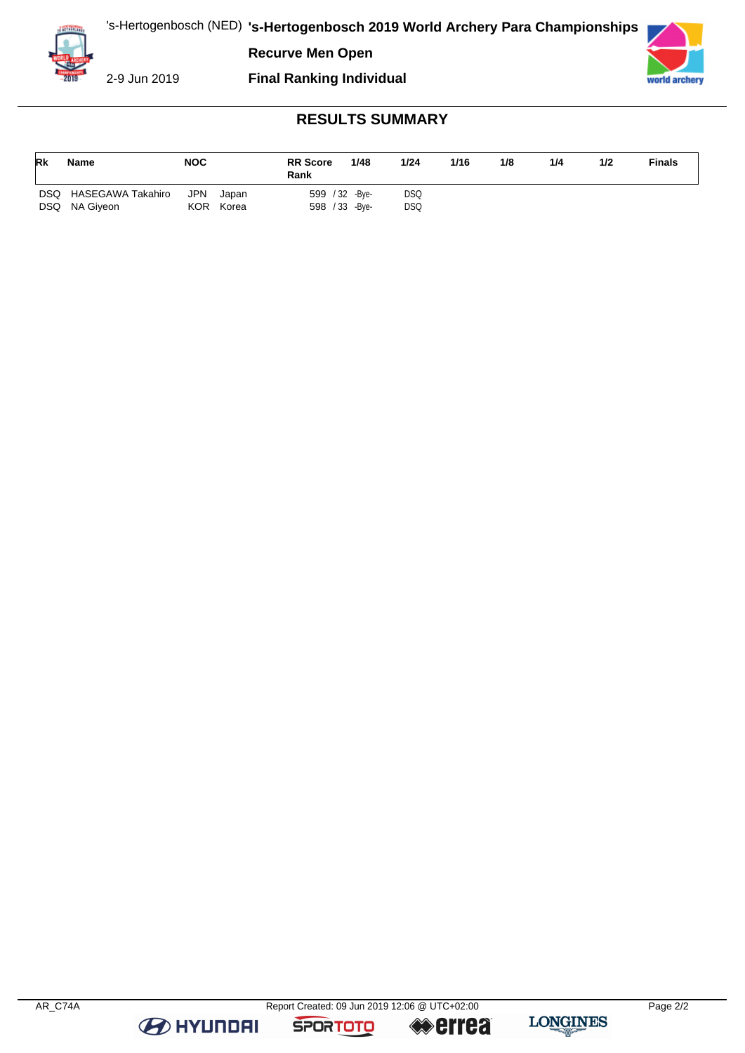## RESULTS SUMMARY

| Rk | Name | NOC | | RR Score Rank | 1/48 | 1/24 | 1/16 | 1/8 | 1/4 | 1/2 | Finals |
|---|---|---|---|---|---|---|---|---|---|---|---|
| DSQ | HASEGAWA Takahiro | JPN | Japan | 599 / 32 | -Bye- | DSQ | | | | | |
| DSQ | NA Giyeon | KOR | Korea | 598 / 33 | -Bye- | DSQ | | | | | |

AR_C74A Report Created: 09 Jun 2019 12:06 @ UTC+02:00